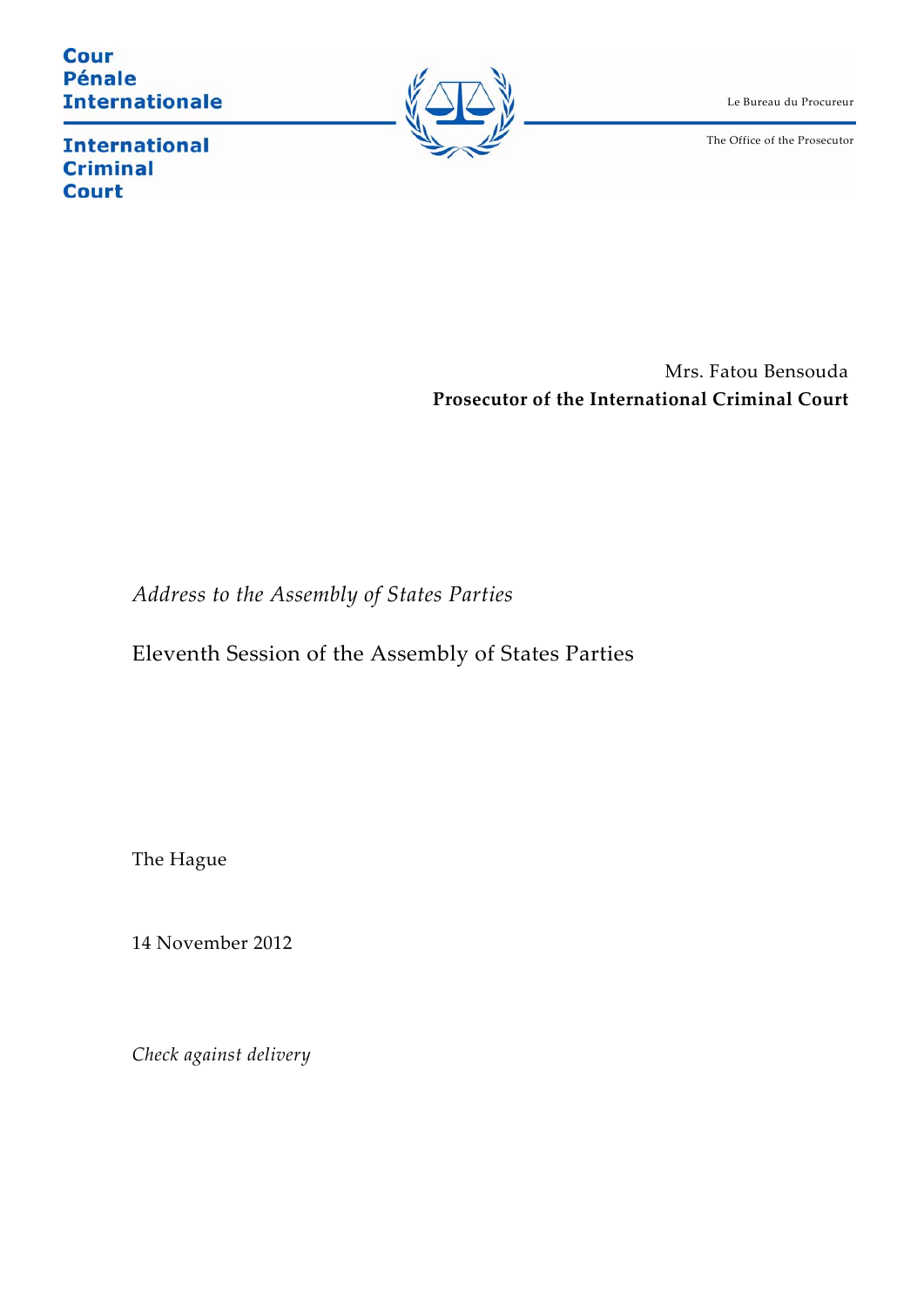Cour Pénale Internationale

International Criminal Court

Le Bureau du Procureur

The Office of the Prosecutor

Mrs. Fatou Bensouda

**Prosecutor of the International Criminal Court**

*Address to the Assembly of States Parties*

Eleventh Session of the Assembly of States Parties

The Hague

14 November 2012

*Check against delivery*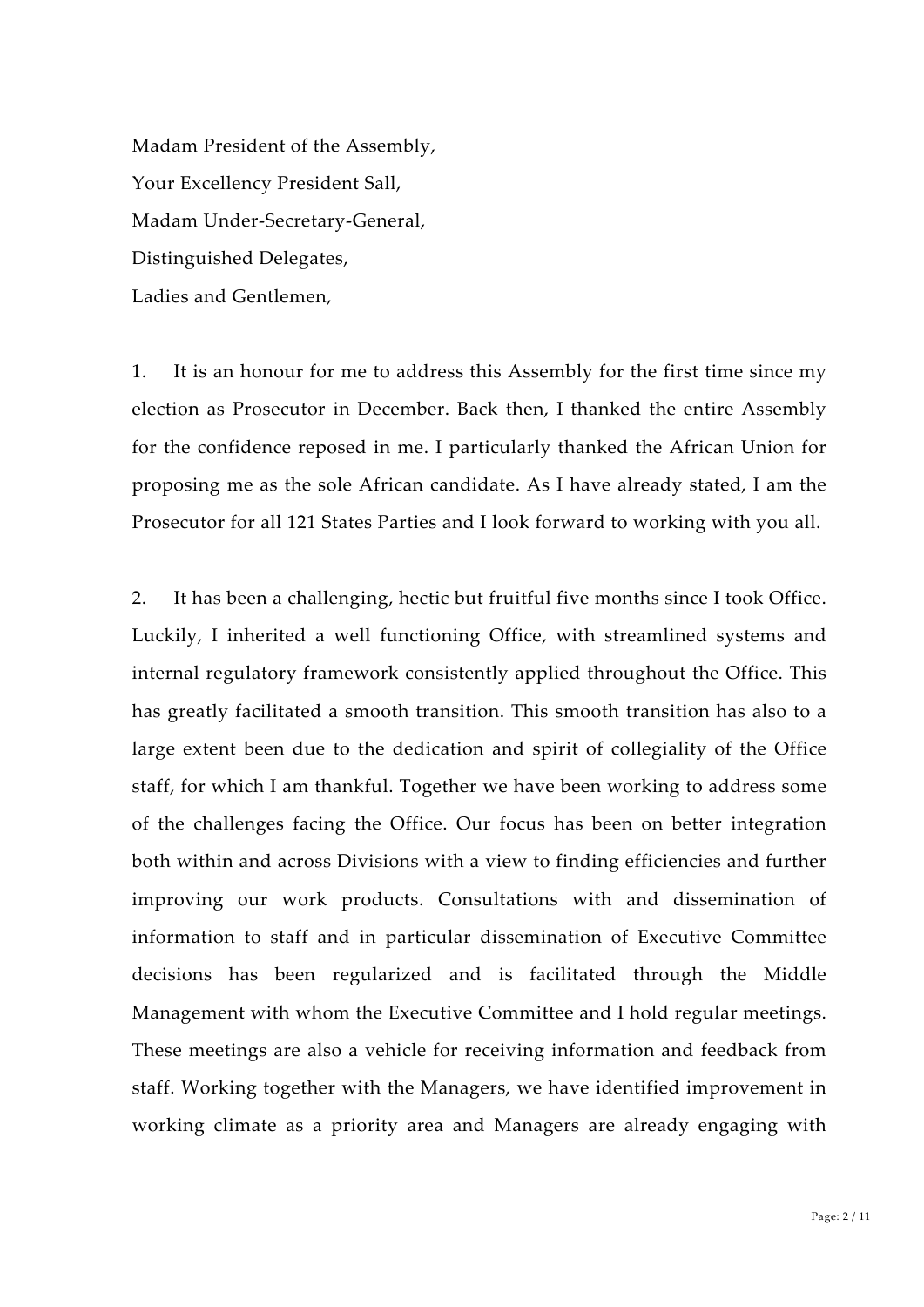Madam President of the Assembly,

Your Excellency President Sall,

Madam Under-Secretary-General,

Distinguished Delegates,

Ladies and Gentlemen,

1. It is an honour for me to address this Assembly for the first time since my election as Prosecutor in December. Back then, I thanked the entire Assembly for the confidence reposed in me. I particularly thanked the African Union for proposing me as the sole African candidate. As I have already stated, I am the Prosecutor for all 121 States Parties and I look forward to working with you all.

2. It has been a challenging, hectic but fruitful five months since I took Office. Luckily, I inherited a well functioning Office, with streamlined systems and internal regulatory framework consistently applied throughout the Office. This has greatly facilitated a smooth transition. This smooth transition has also to a large extent been due to the dedication and spirit of collegiality of the Office staff, for which I am thankful. Together we have been working to address some of the challenges facing the Office. Our focus has been on better integration both within and across Divisions with a view to finding efficiencies and further improving our work products. Consultations with and dissemination of information to staff and in particular dissemination of Executive Committee decisions has been regularized and is facilitated through the Middle Management with whom the Executive Committee and I hold regular meetings. These meetings are also a vehicle for receiving information and feedback from staff. Working together with the Managers, we have identified improvement in working climate as a priority area and Managers are already engaging with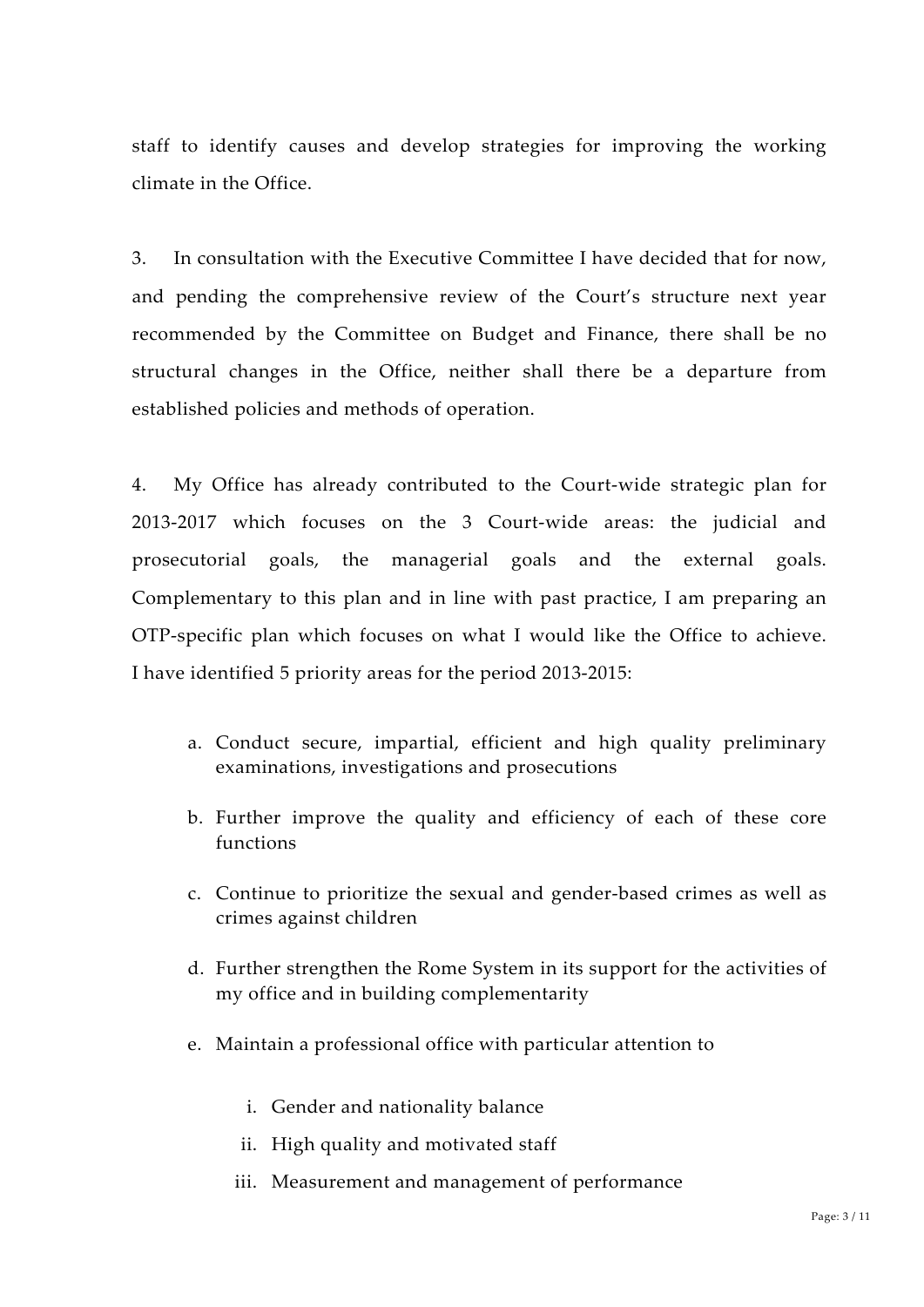staff to identify causes and develop strategies for improving the working climate in the Office.

3. In consultation with the Executive Committee I have decided that for now, and pending the comprehensive review of the Court's structure next year recommended by the Committee on Budget and Finance, there shall be no structural changes in the Office, neither shall there be a departure from established policies and methods of operation.

4. My Office has already contributed to the Court-wide strategic plan for 2013-2017 which focuses on the 3 Court-wide areas: the judicial and prosecutorial goals, the managerial goals and the external goals. Complementary to this plan and in line with past practice, I am preparing an OTP-specific plan which focuses on what I would like the Office to achieve. I have identified 5 priority areas for the period 2013-2015:

a. Conduct secure, impartial, efficient and high quality preliminary examinations, investigations and prosecutions

b. Further improve the quality and efficiency of each of these core functions

c. Continue to prioritize the sexual and gender-based crimes as well as crimes against children

d. Further strengthen the Rome System in its support for the activities of my office and in building complementarity

e. Maintain a professional office with particular attention to

    i. Gender and nationality balance

    ii. High quality and motivated staff

    iii. Measurement and management of performance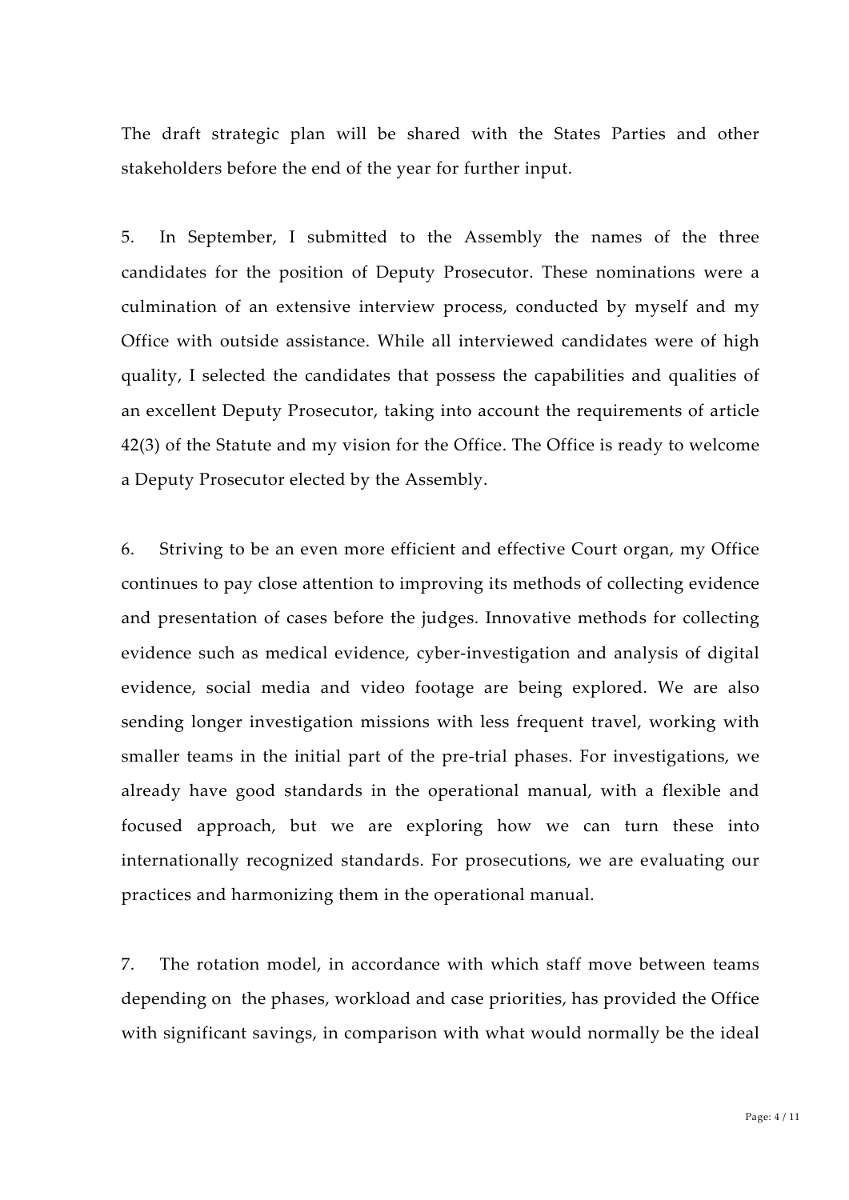The draft strategic plan will be shared with the States Parties and other stakeholders before the end of the year for further input.

5. In September, I submitted to the Assembly the names of the three candidates for the position of Deputy Prosecutor. These nominations were a culmination of an extensive interview process, conducted by myself and my Office with outside assistance. While all interviewed candidates were of high quality, I selected the candidates that possess the capabilities and qualities of an excellent Deputy Prosecutor, taking into account the requirements of article 42(3) of the Statute and my vision for the Office. The Office is ready to welcome a Deputy Prosecutor elected by the Assembly.

6. Striving to be an even more efficient and effective Court organ, my Office continues to pay close attention to improving its methods of collecting evidence and presentation of cases before the judges. Innovative methods for collecting evidence such as medical evidence, cyber-investigation and analysis of digital evidence, social media and video footage are being explored. We are also sending longer investigation missions with less frequent travel, working with smaller teams in the initial part of the pre-trial phases. For investigations, we already have good standards in the operational manual, with a flexible and focused approach, but we are exploring how we can turn these into internationally recognized standards. For prosecutions, we are evaluating our practices and harmonizing them in the operational manual.

7. The rotation model, in accordance with which staff move between teams depending on the phases, workload and case priorities, has provided the Office with significant savings, in comparison with what would normally be the ideal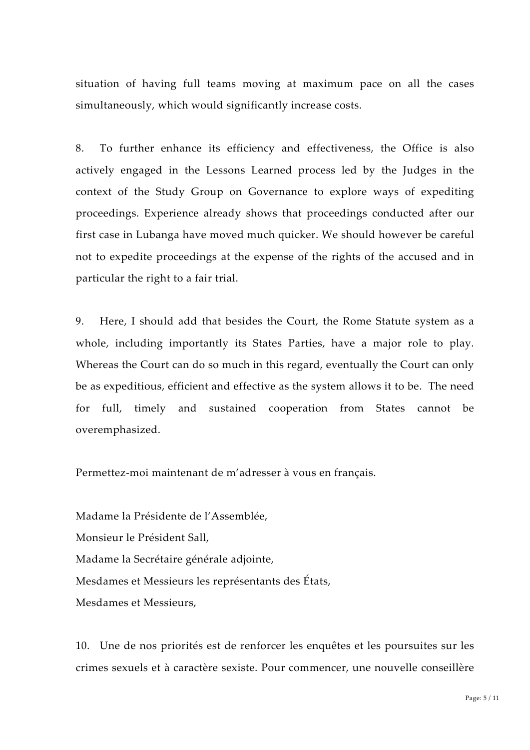situation of having full teams moving at maximum pace on all the cases simultaneously, which would significantly increase costs.

8. To further enhance its efficiency and effectiveness, the Office is also actively engaged in the Lessons Learned process led by the Judges in the context of the Study Group on Governance to explore ways of expediting proceedings. Experience already shows that proceedings conducted after our first case in Lubanga have moved much quicker. We should however be careful not to expedite proceedings at the expense of the rights of the accused and in particular the right to a fair trial.

9. Here, I should add that besides the Court, the Rome Statute system as a whole, including importantly its States Parties, have a major role to play. Whereas the Court can do so much in this regard, eventually the Court can only be as expeditious, efficient and effective as the system allows it to be. The need for full, timely and sustained cooperation from States cannot be overemphasized.

Permettez-moi maintenant de m'adresser à vous en français.

Madame la Présidente de l'Assemblée,
Monsieur le Président Sall,
Madame la Secrétaire générale adjointe,
Mesdames et Messieurs les représentants des États,
Mesdames et Messieurs,

10. Une de nos priorités est de renforcer les enquêtes et les poursuites sur les crimes sexuels et à caractère sexiste. Pour commencer, une nouvelle conseillère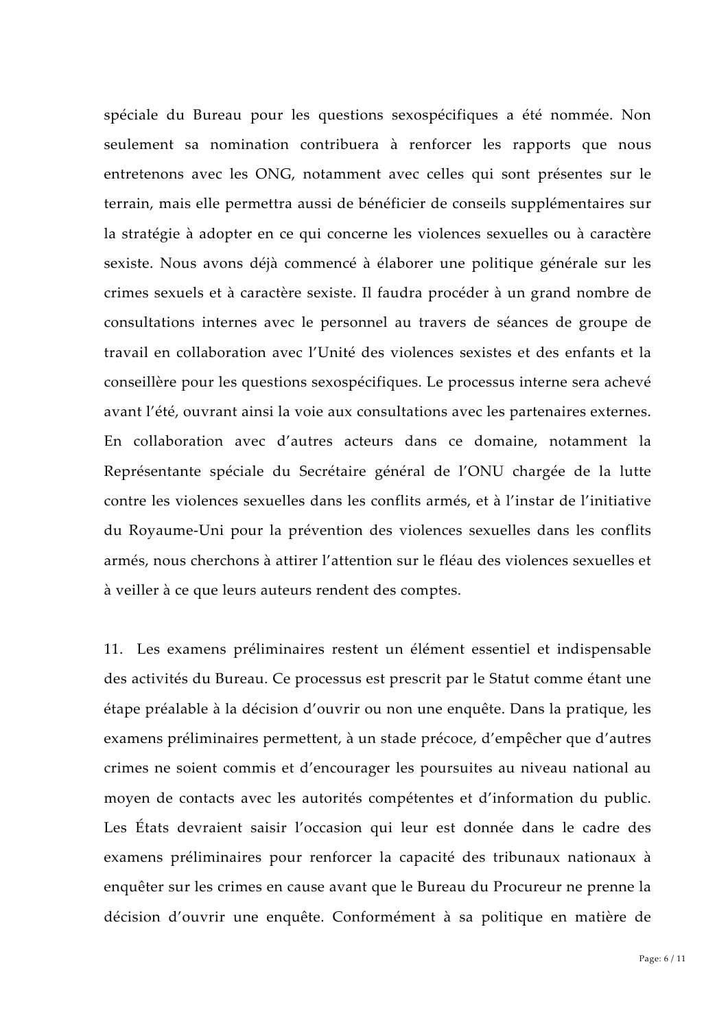spéciale du Bureau pour les questions sexospécifiques a été nommée. Non seulement sa nomination contribuera à renforcer les rapports que nous entretenons avec les ONG, notamment avec celles qui sont présentes sur le terrain, mais elle permettra aussi de bénéficier de conseils supplémentaires sur la stratégie à adopter en ce qui concerne les violences sexuelles ou à caractère sexiste. Nous avons déjà commencé à élaborer une politique générale sur les crimes sexuels et à caractère sexiste. Il faudra procéder à un grand nombre de consultations internes avec le personnel au travers de séances de groupe de travail en collaboration avec l'Unité des violences sexistes et des enfants et la conseillère pour les questions sexospécifiques. Le processus interne sera achevé avant l'été, ouvrant ainsi la voie aux consultations avec les partenaires externes. En collaboration avec d'autres acteurs dans ce domaine, notamment la Représentante spéciale du Secrétaire général de l'ONU chargée de la lutte contre les violences sexuelles dans les conflits armés, et à l'instar de l'initiative du Royaume-Uni pour la prévention des violences sexuelles dans les conflits armés, nous cherchons à attirer l'attention sur le fléau des violences sexuelles et à veiller à ce que leurs auteurs rendent des comptes.

11. Les examens préliminaires restent un élément essentiel et indispensable des activités du Bureau. Ce processus est prescrit par le Statut comme étant une étape préalable à la décision d'ouvrir ou non une enquête. Dans la pratique, les examens préliminaires permettent, à un stade précoce, d'empêcher que d'autres crimes ne soient commis et d'encourager les poursuites au niveau national au moyen de contacts avec les autorités compétentes et d'information du public. Les États devraient saisir l'occasion qui leur est donnée dans le cadre des examens préliminaires pour renforcer la capacité des tribunaux nationaux à enquêter sur les crimes en cause avant que le Bureau du Procureur ne prenne la décision d'ouvrir une enquête. Conformément à sa politique en matière de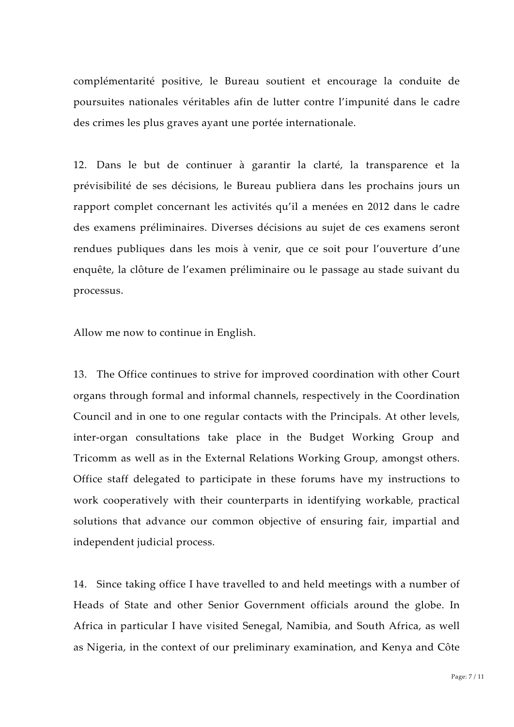complémentarité positive, le Bureau soutient et encourage la conduite de poursuites nationales véritables afin de lutter contre l'impunité dans le cadre des crimes les plus graves ayant une portée internationale.

12. Dans le but de continuer à garantir la clarté, la transparence et la prévisibilité de ses décisions, le Bureau publiera dans les prochains jours un rapport complet concernant les activités qu'il a menées en 2012 dans le cadre des examens préliminaires. Diverses décisions au sujet de ces examens seront rendues publiques dans les mois à venir, que ce soit pour l'ouverture d'une enquête, la clôture de l'examen préliminaire ou le passage au stade suivant du processus.

Allow me now to continue in English.

13. The Office continues to strive for improved coordination with other Court organs through formal and informal channels, respectively in the Coordination Council and in one to one regular contacts with the Principals. At other levels, inter-organ consultations take place in the Budget Working Group and Tricomm as well as in the External Relations Working Group, amongst others. Office staff delegated to participate in these forums have my instructions to work cooperatively with their counterparts in identifying workable, practical solutions that advance our common objective of ensuring fair, impartial and independent judicial process.

14. Since taking office I have travelled to and held meetings with a number of Heads of State and other Senior Government officials around the globe. In Africa in particular I have visited Senegal, Namibia, and South Africa, as well as Nigeria, in the context of our preliminary examination, and Kenya and Côte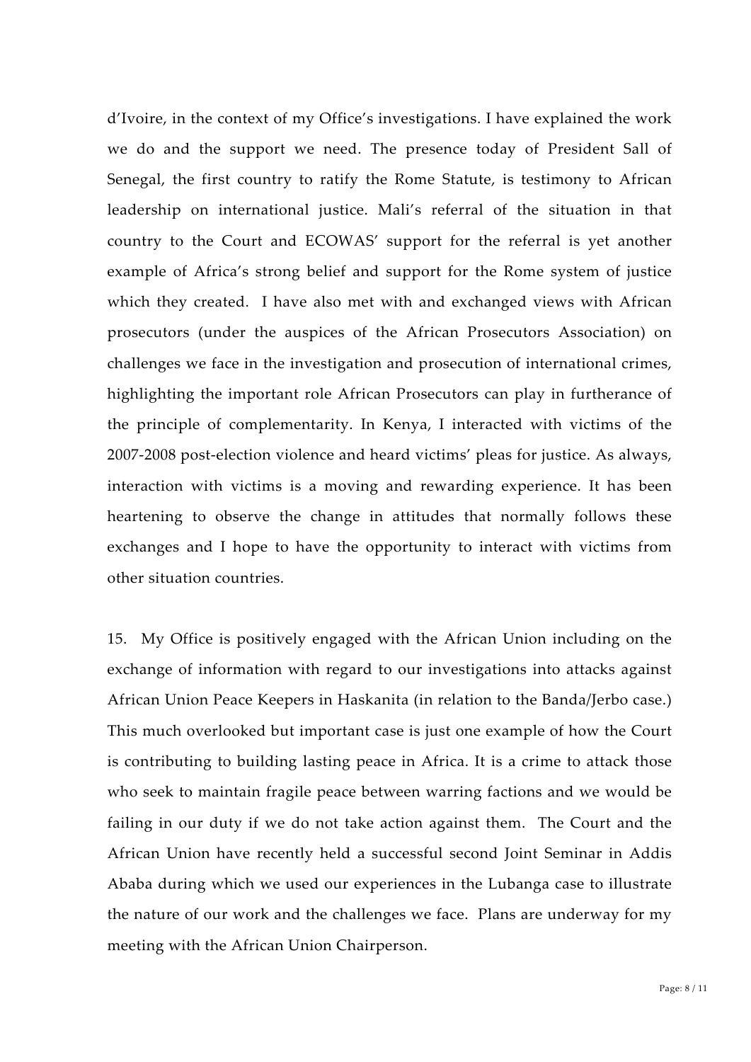d'Ivoire, in the context of my Office's investigations. I have explained the work we do and the support we need. The presence today of President Sall of Senegal, the first country to ratify the Rome Statute, is testimony to African leadership on international justice. Mali's referral of the situation in that country to the Court and ECOWAS' support for the referral is yet another example of Africa's strong belief and support for the Rome system of justice which they created. I have also met with and exchanged views with African prosecutors (under the auspices of the African Prosecutors Association) on challenges we face in the investigation and prosecution of international crimes, highlighting the important role African Prosecutors can play in furtherance of the principle of complementarity. In Kenya, I interacted with victims of the 2007-2008 post-election violence and heard victims' pleas for justice. As always, interaction with victims is a moving and rewarding experience. It has been heartening to observe the change in attitudes that normally follows these exchanges and I hope to have the opportunity to interact with victims from other situation countries.

15. My Office is positively engaged with the African Union including on the exchange of information with regard to our investigations into attacks against African Union Peace Keepers in Haskanita (in relation to the Banda/Jerbo case.) This much overlooked but important case is just one example of how the Court is contributing to building lasting peace in Africa. It is a crime to attack those who seek to maintain fragile peace between warring factions and we would be failing in our duty if we do not take action against them. The Court and the African Union have recently held a successful second Joint Seminar in Addis Ababa during which we used our experiences in the Lubanga case to illustrate the nature of our work and the challenges we face. Plans are underway for my meeting with the African Union Chairperson.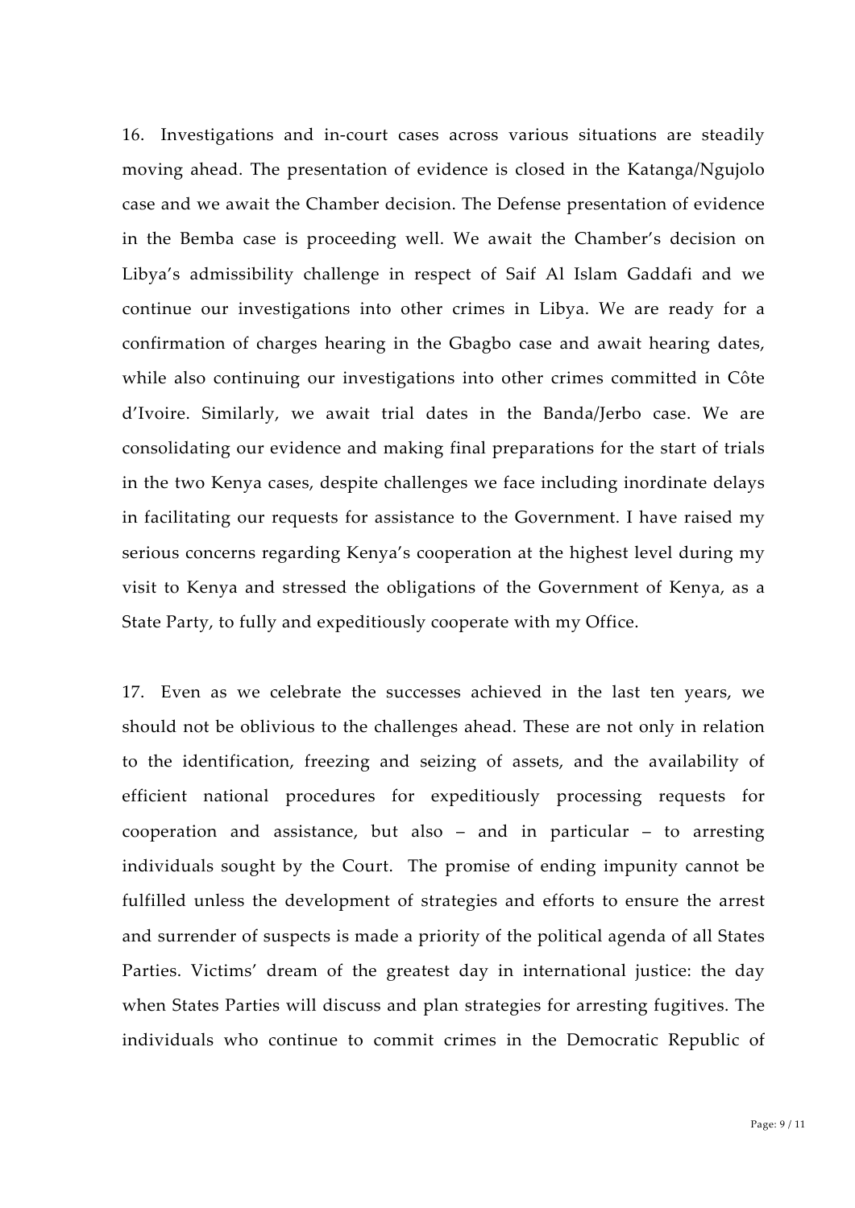16. Investigations and in-court cases across various situations are steadily moving ahead. The presentation of evidence is closed in the Katanga/Ngujolo case and we await the Chamber decision. The Defense presentation of evidence in the Bemba case is proceeding well. We await the Chamber's decision on Libya's admissibility challenge in respect of Saif Al Islam Gaddafi and we continue our investigations into other crimes in Libya. We are ready for a confirmation of charges hearing in the Gbagbo case and await hearing dates, while also continuing our investigations into other crimes committed in Côte d'Ivoire. Similarly, we await trial dates in the Banda/Jerbo case. We are consolidating our evidence and making final preparations for the start of trials in the two Kenya cases, despite challenges we face including inordinate delays in facilitating our requests for assistance to the Government. I have raised my serious concerns regarding Kenya's cooperation at the highest level during my visit to Kenya and stressed the obligations of the Government of Kenya, as a State Party, to fully and expeditiously cooperate with my Office.

17. Even as we celebrate the successes achieved in the last ten years, we should not be oblivious to the challenges ahead. These are not only in relation to the identification, freezing and seizing of assets, and the availability of efficient national procedures for expeditiously processing requests for cooperation and assistance, but also – and in particular – to arresting individuals sought by the Court. The promise of ending impunity cannot be fulfilled unless the development of strategies and efforts to ensure the arrest and surrender of suspects is made a priority of the political agenda of all States Parties. Victims' dream of the greatest day in international justice: the day when States Parties will discuss and plan strategies for arresting fugitives. The individuals who continue to commit crimes in the Democratic Republic of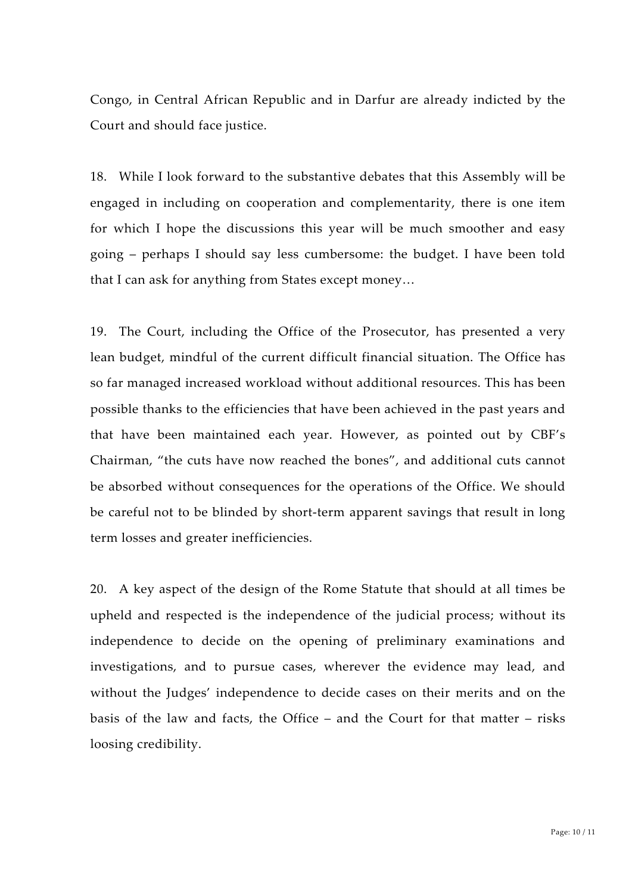Congo, in Central African Republic and in Darfur are already indicted by the Court and should face justice.

18. While I look forward to the substantive debates that this Assembly will be engaged in including on cooperation and complementarity, there is one item for which I hope the discussions this year will be much smoother and easy going – perhaps I should say less cumbersome: the budget. I have been told that I can ask for anything from States except money…

19. The Court, including the Office of the Prosecutor, has presented a very lean budget, mindful of the current difficult financial situation. The Office has so far managed increased workload without additional resources. This has been possible thanks to the efficiencies that have been achieved in the past years and that have been maintained each year. However, as pointed out by CBF's Chairman, "the cuts have now reached the bones", and additional cuts cannot be absorbed without consequences for the operations of the Office. We should be careful not to be blinded by short-term apparent savings that result in long term losses and greater inefficiencies.

20. A key aspect of the design of the Rome Statute that should at all times be upheld and respected is the independence of the judicial process; without its independence to decide on the opening of preliminary examinations and investigations, and to pursue cases, wherever the evidence may lead, and without the Judges' independence to decide cases on their merits and on the basis of the law and facts, the Office – and the Court for that matter – risks loosing credibility.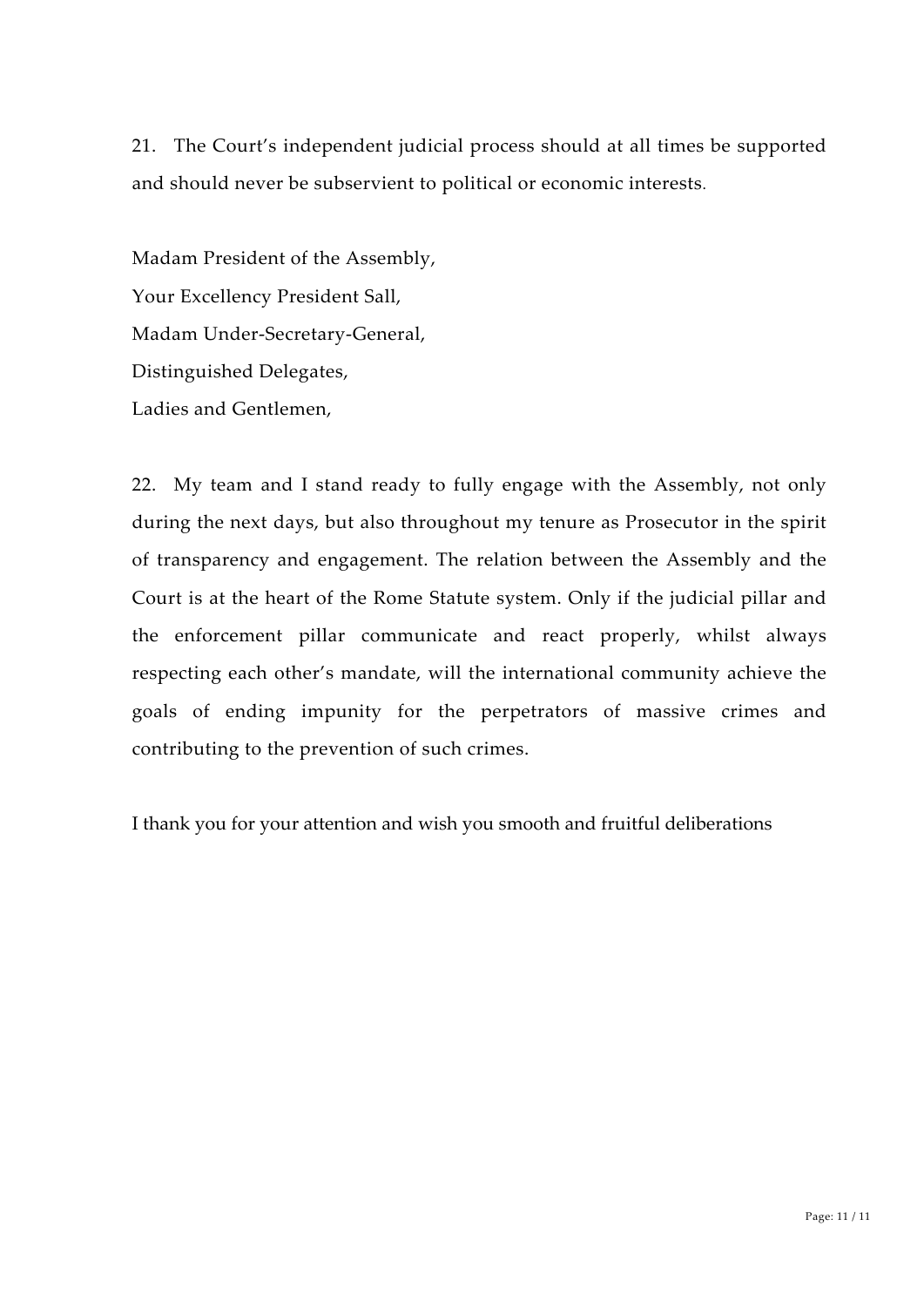21. The Court's independent judicial process should at all times be supported and should never be subservient to political or economic interests.

Madam President of the Assembly,
Your Excellency President Sall,
Madam Under-Secretary-General,
Distinguished Delegates,
Ladies and Gentlemen,

22. My team and I stand ready to fully engage with the Assembly, not only during the next days, but also throughout my tenure as Prosecutor in the spirit of transparency and engagement. The relation between the Assembly and the Court is at the heart of the Rome Statute system. Only if the judicial pillar and the enforcement pillar communicate and react properly, whilst always respecting each other's mandate, will the international community achieve the goals of ending impunity for the perpetrators of massive crimes and contributing to the prevention of such crimes.

I thank you for your attention and wish you smooth and fruitful deliberations